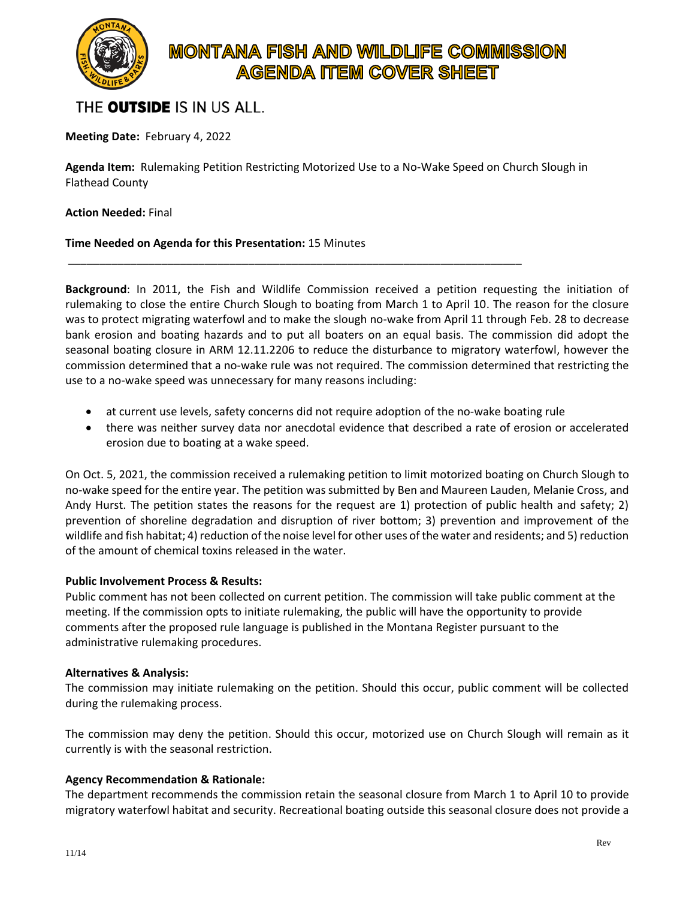# MONTANA FISH AND WILDLIFE COMMISSION AGENDA ITEM COVER SHEET

THE **OUTSIDE** IS IN US ALL.

**Meeting Date:** February 4, 2022

**Agenda Item:** Rulemaking Petition Restricting Motorized Use to a No-Wake Speed on Church Slough in Flathead County

**Action Needed:** Final

**Time Needed on Agenda for this Presentation:** 15 Minutes

---

**Background**: In 2011, the Fish and Wildlife Commission received a petition requesting the initiation of rulemaking to close the entire Church Slough to boating from March 1 to April 10. The reason for the closure was to protect migrating waterfowl and to make the slough no-wake from April 11 through Feb. 28 to decrease bank erosion and boating hazards and to put all boaters on an equal basis. The commission did adopt the seasonal boating closure in ARM 12.11.2206 to reduce the disturbance to migratory waterfowl, however the commission determined that a no-wake rule was not required. The commission determined that restricting the use to a no-wake speed was unnecessary for many reasons including:

- at current use levels, safety concerns did not require adoption of the no-wake boating rule
- there was neither survey data nor anecdotal evidence that described a rate of erosion or accelerated erosion due to boating at a wake speed.

On Oct. 5, 2021, the commission received a rulemaking petition to limit motorized boating on Church Slough to no-wake speed for the entire year. The petition was submitted by Ben and Maureen Lauden, Melanie Cross, and Andy Hurst. The petition states the reasons for the request are 1) protection of public health and safety; 2) prevention of shoreline degradation and disruption of river bottom; 3) prevention and improvement of the wildlife and fish habitat; 4) reduction of the noise level for other uses of the water and residents; and 5) reduction of the amount of chemical toxins released in the water.

**Public Involvement Process & Results:**
Public comment has not been collected on current petition. The commission will take public comment at the meeting. If the commission opts to initiate rulemaking, the public will have the opportunity to provide comments after the proposed rule language is published in the Montana Register pursuant to the administrative rulemaking procedures.

**Alternatives & Analysis:**
The commission may initiate rulemaking on the petition. Should this occur, public comment will be collected during the rulemaking process.

The commission may deny the petition. Should this occur, motorized use on Church Slough will remain as it currently is with the seasonal restriction.

**Agency Recommendation & Rationale:**
The department recommends the commission retain the seasonal closure from March 1 to April 10 to provide migratory waterfowl habitat and security. Recreational boating outside this seasonal closure does not provide a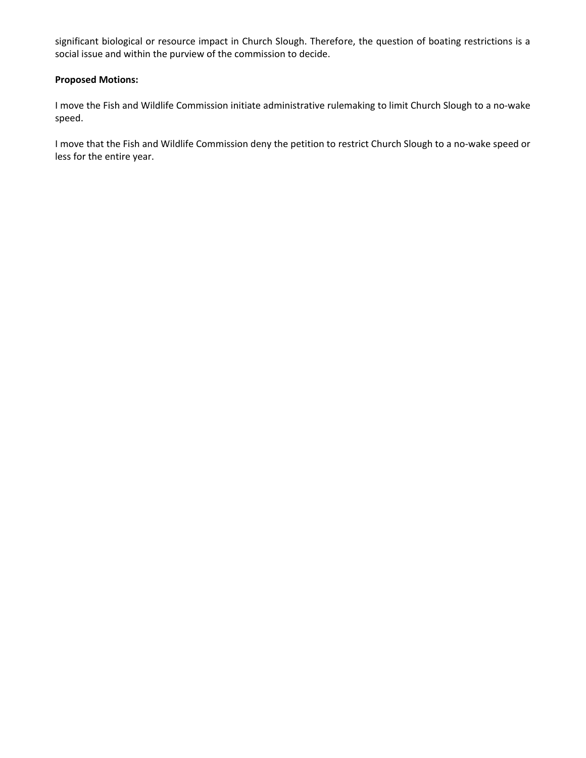significant biological or resource impact in Church Slough. Therefore, the question of boating restrictions is a social issue and within the purview of the commission to decide.

**Proposed Motions:**

I move the Fish and Wildlife Commission initiate administrative rulemaking to limit Church Slough to a no-wake speed.

I move that the Fish and Wildlife Commission deny the petition to restrict Church Slough to a no-wake speed or less for the entire year.